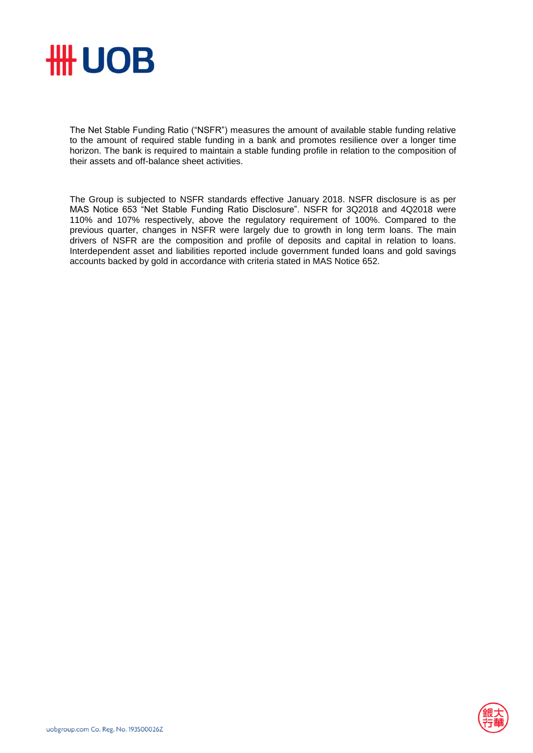The Net Stable Funding Ratio ("NSFR") measures the amount of available stable funding relative to the amount of required stable funding in a bank and promotes resilience over a longer time horizon. The bank is required to maintain a stable funding profile in relation to the composition of their assets and off-balance sheet activities.

The Group is subjected to NSFR standards effective January 2018. NSFR disclosure is as per MAS Notice 653 "Net Stable Funding Ratio Disclosure". NSFR for 3Q2018 and 4Q2018 were 110% and 107% respectively, above the regulatory requirement of 100%. Compared to the previous quarter, changes in NSFR were largely due to growth in long term loans. The main drivers of NSFR are the composition and profile of deposits and capital in relation to loans. Interdependent asset and liabilities reported include government funded loans and gold savings accounts backed by gold in accordance with criteria stated in MAS Notice 652.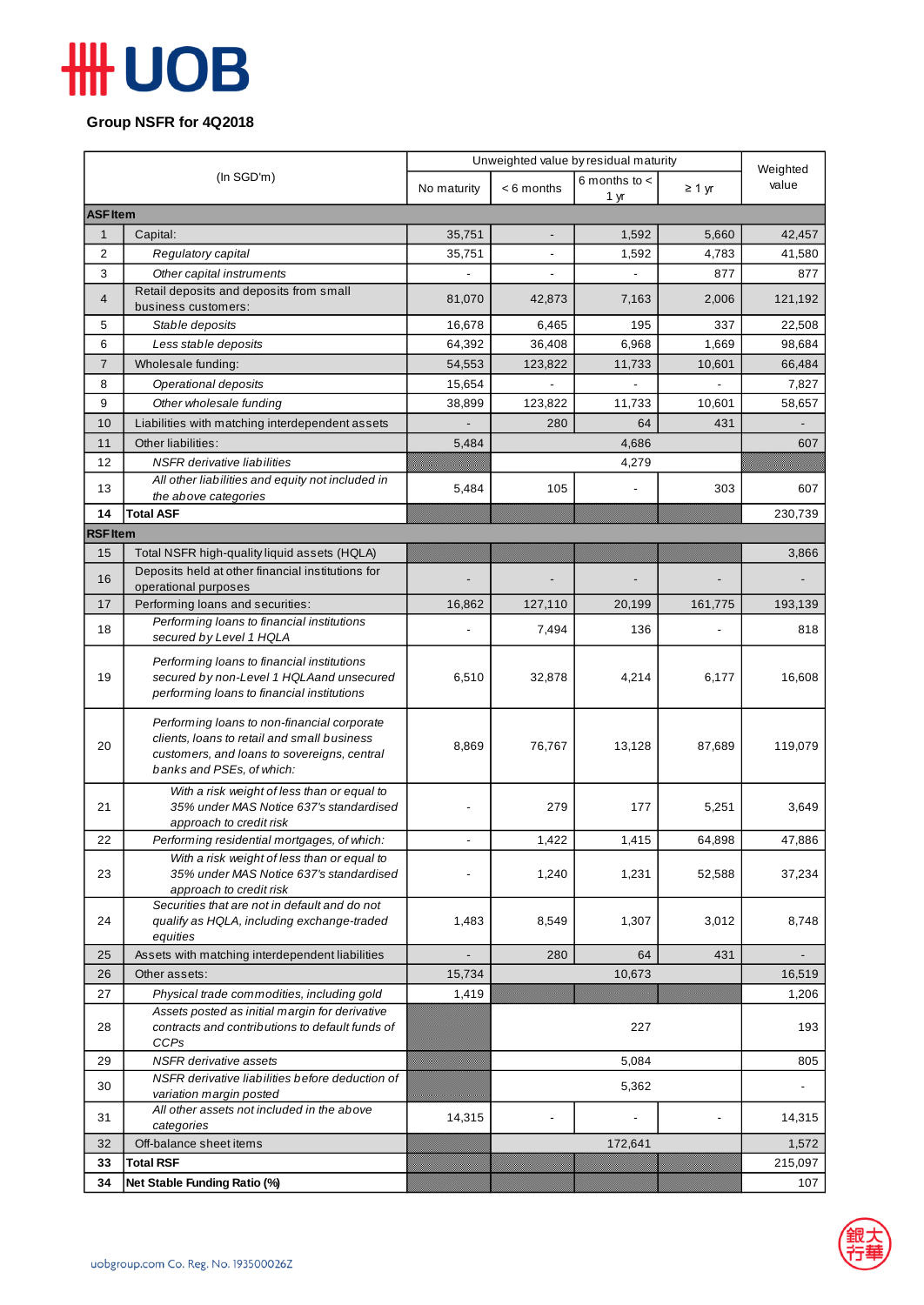# UOB

## Group NSFR for 4Q2018

| | (In SGD'm) | Unweighted value by residual maturity | | | | Weighted value |
|---|---|---|---|---|---|---|
| | | No maturity | < 6 months | 6 months to < 1 yr | ≥ 1 yr | |
| **ASF Item** | | | | | | |
| 1 | Capital: | 35,751 | - | 1,592 | 5,660 | 42,457 |
| 2 | *Regulatory capital* | 35,751 | - | 1,592 | 4,783 | 41,580 |
| 3 | *Other capital instruments* | - | - | - | 877 | 877 |
| 4 | Retail deposits and deposits from small business customers: | 81,070 | 42,873 | 7,163 | 2,006 | 121,192 |
| 5 | *Stable deposits* | 16,678 | 6,465 | 195 | 337 | 22,508 |
| 6 | *Less stable deposits* | 64,392 | 36,408 | 6,968 | 1,669 | 98,684 |
| 7 | Wholesale funding: | 54,553 | 123,822 | 11,733 | 10,601 | 66,484 |
| 8 | *Operational deposits* | 15,654 | - | - | - | 7,827 |
| 9 | *Other wholesale funding* | 38,899 | 123,822 | 11,733 | 10,601 | 58,657 |
| 10 | Liabilities with matching interdependent assets | - | 280 | 64 | 431 | - |
| 11 | Other liabilities: | 5,484 | 4,686 | | | 607 |
| 12 | *NSFR derivative liabilities* | | 4,279 | | | |
| 13 | *All other liabilities and equity not included in the above categories* | 5,484 | 105 | - | 303 | 607 |
| **14** | **Total ASF** | | | | | 230,739 |
| **RSF Item** | | | | | | |
| 15 | Total NSFR high-quality liquid assets (HQLA) | | | | | 3,866 |
| 16 | Deposits held at other financial institutions for operational purposes | - | - | - | - | - |
| 17 | Performing loans and securities: | 16,862 | 127,110 | 20,199 | 161,775 | 193,139 |
| 18 | *Performing loans to financial institutions secured by Level 1 HQLA* | - | 7,494 | 136 | - | 818 |
| 19 | *Performing loans to financial institutions secured by non-Level 1 HQLA and unsecured performing loans to financial institutions* | 6,510 | 32,878 | 4,214 | 6,177 | 16,608 |
| 20 | *Performing loans to non-financial corporate clients, loans to retail and small business customers, and loans to sovereigns, central banks and PSEs, of which:* | 8,869 | 76,767 | 13,128 | 87,689 | 119,079 |
| 21 | *With a risk weight of less than or equal to 35% under MAS Notice 637's standardised approach to credit risk* | - | 279 | 177 | 5,251 | 3,649 |
| 22 | *Performing residential mortgages, of which:* | - | 1,422 | 1,415 | 64,898 | 47,886 |
| 23 | *With a risk weight of less than or equal to 35% under MAS Notice 637's standardised approach to credit risk* | - | 1,240 | 1,231 | 52,588 | 37,234 |
| 24 | *Securities that are not in default and do not qualify as HQLA, including exchange-traded equities* | 1,483 | 8,549 | 1,307 | 3,012 | 8,748 |
| 25 | Assets with matching interdependent liabilities | - | 280 | 64 | 431 | - |
| 26 | Other assets: | 15,734 | 10,673 | | | 16,519 |
| 27 | *Physical trade commodities, including gold* | 1,419 | | | | 1,206 |
| 28 | *Assets posted as initial margin for derivative contracts and contributions to default funds of CCPs* | | 227 | | | 193 |
| 29 | *NSFR derivative assets* | | 5,084 | | | 805 |
| 30 | *NSFR derivative liabilities before deduction of variation margin posted* | | 5,362 | | | - |
| 31 | *All other assets not included in the above categories* | 14,315 | - | - | - | 14,315 |
| 32 | Off-balance sheet items | | 172,641 | | | 1,572 |
| **33** | **Total RSF** | | | | | 215,097 |
| **34** | **Net Stable Funding Ratio (%)** | | | | | 107 |

uobgroup.com Co. Reg. No. 193500026Z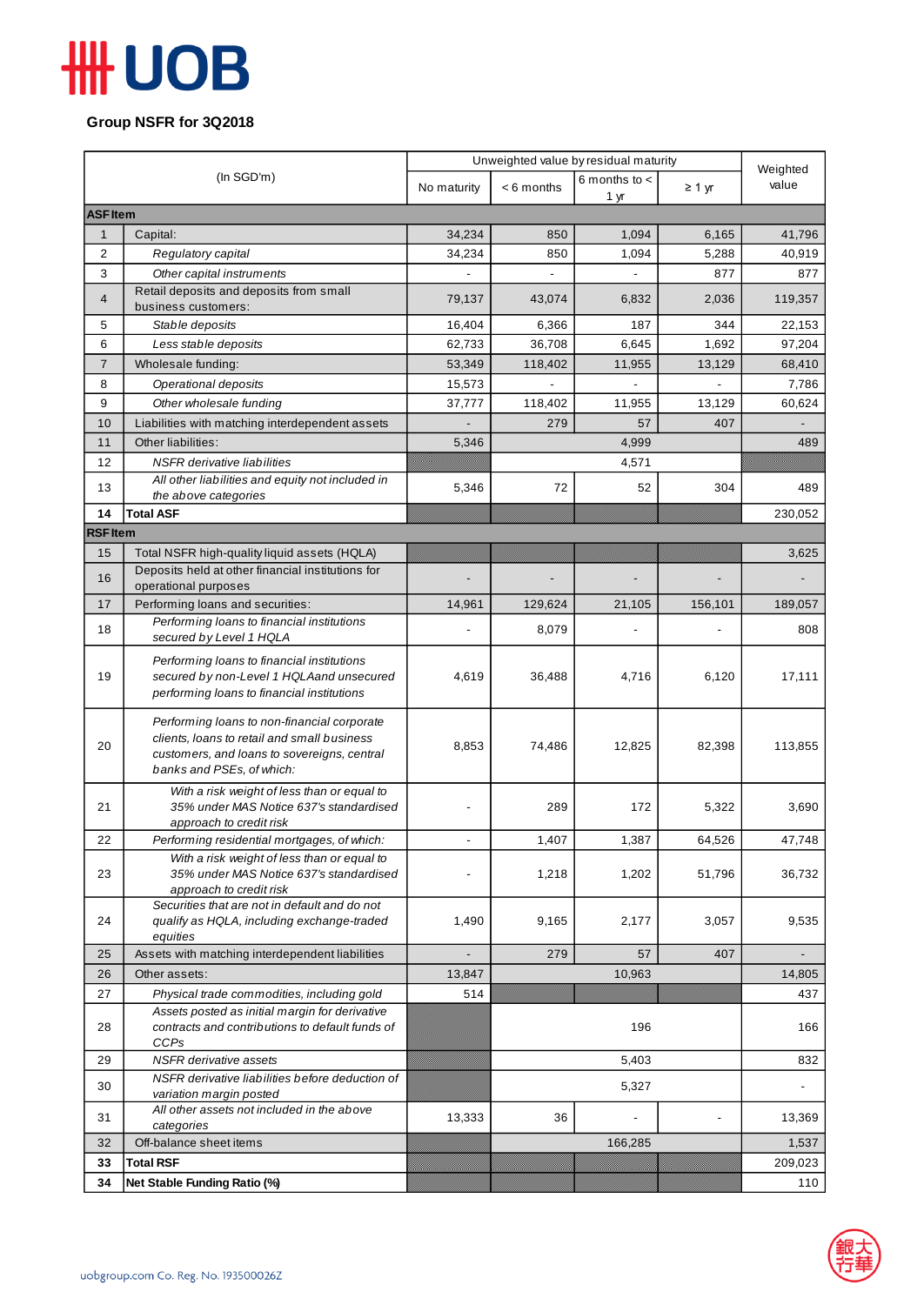# UOB

## Group NSFR for 3Q2018

| | (In SGD'm) | Unweighted value by residual maturity | | | | Weighted value |
|---|---|---|---|---|---|---|
| | | No maturity | < 6 months | 6 months to < 1 yr | ≥ 1 yr | |
| **ASF Item** | | | | | | |
| 1 | Capital: | 34,234 | 850 | 1,094 | 6,165 | 41,796 |
| 2 | *Regulatory capital* | 34,234 | 850 | 1,094 | 5,288 | 40,919 |
| 3 | *Other capital instruments* | - | - | - | 877 | 877 |
| 4 | Retail deposits and deposits from small business customers: | 79,137 | 43,074 | 6,832 | 2,036 | 119,357 |
| 5 | *Stable deposits* | 16,404 | 6,366 | 187 | 344 | 22,153 |
| 6 | *Less stable deposits* | 62,733 | 36,708 | 6,645 | 1,692 | 97,204 |
| 7 | Wholesale funding: | 53,349 | 118,402 | 11,955 | 13,129 | 68,410 |
| 8 | *Operational deposits* | 15,573 | - | - | - | 7,786 |
| 9 | *Other wholesale funding* | 37,777 | 118,402 | 11,955 | 13,129 | 60,624 |
| 10 | Liabilities with matching interdependent assets | - | 279 | 57 | 407 | - |
| 11 | Other liabilities: | 5,346 | 4,999 | | | 489 |
| 12 | *NSFR derivative liabilities* | | 4,571 | | | |
| 13 | *All other liabilities and equity not included in the above categories* | 5,346 | 72 | 52 | 304 | 489 |
| 14 | **Total ASF** | | | | | 230,052 |
| **RSF Item** | | | | | | |
| 15 | Total NSFR high-quality liquid assets (HQLA) | | | | | 3,625 |
| 16 | Deposits held at other financial institutions for operational purposes | - | - | - | - | - |
| 17 | Performing loans and securities: | 14,961 | 129,624 | 21,105 | 156,101 | 189,057 |
| 18 | *Performing loans to financial institutions secured by Level 1 HQLA* | - | 8,079 | - | - | 808 |
| 19 | *Performing loans to financial institutions secured by non-Level 1 HQLAand unsecured performing loans to financial institutions* | 4,619 | 36,488 | 4,716 | 6,120 | 17,111 |
| 20 | *Performing loans to non-financial corporate clients, loans to retail and small business customers, and loans to sovereigns, central banks and PSEs, of which:* | 8,853 | 74,486 | 12,825 | 82,398 | 113,855 |
| 21 | *With a risk weight of less than or equal to 35% under MAS Notice 637's standardised approach to credit risk* | - | 289 | 172 | 5,322 | 3,690 |
| 22 | *Performing residential mortgages, of which:* | - | 1,407 | 1,387 | 64,526 | 47,748 |
| 23 | *With a risk weight of less than or equal to 35% under MAS Notice 637's standardised approach to credit risk* | - | 1,218 | 1,202 | 51,796 | 36,732 |
| 24 | *Securities that are not in default and do not qualify as HQLA, including exchange-traded equities* | 1,490 | 9,165 | 2,177 | 3,057 | 9,535 |
| 25 | Assets with matching interdependent liabilities | - | 279 | 57 | 407 | - |
| 26 | Other assets: | 13,847 | 10,963 | | | 14,805 |
| 27 | *Physical trade commodities, including gold* | 514 | | | | 437 |
| 28 | *Assets posted as initial margin for derivative contracts and contributions to default funds of CCPs* | | 196 | | | 166 |
| 29 | *NSFR derivative assets* | | 5,403 | | | 832 |
| 30 | *NSFR derivative liabilities before deduction of variation margin posted* | | 5,327 | | | - |
| 31 | *All other assets not included in the above categories* | 13,333 | 36 | - | - | 13,369 |
| 32 | Off-balance sheet items | | 166,285 | | | 1,537 |
| 33 | **Total RSF** | | | | | 209,023 |
| 34 | **Net Stable Funding Ratio (%)** | | | | | 110 |

uobgroup.com Co. Reg. No. 193500026Z